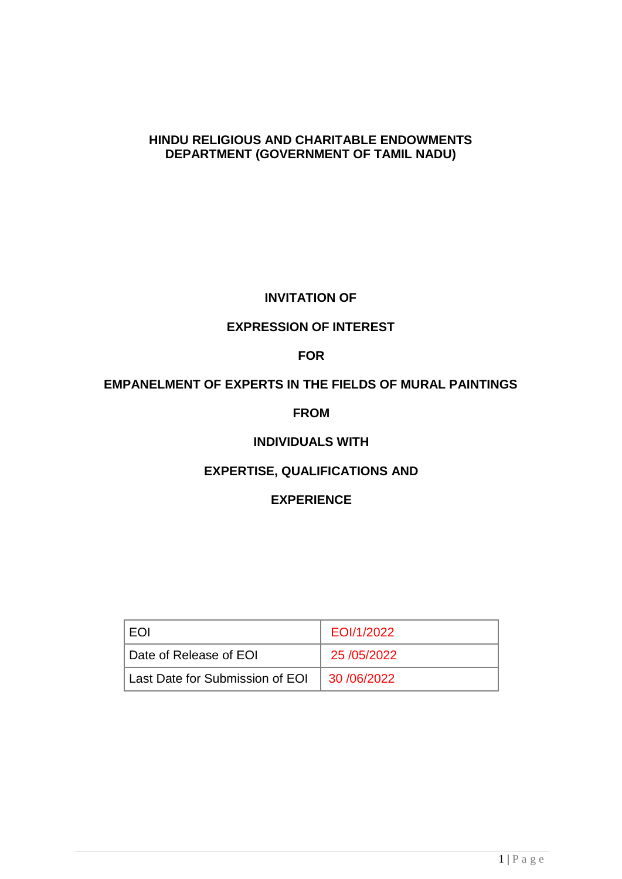**HINDU RELIGIOUS AND CHARITABLE ENDOWMENTS DEPARTMENT (GOVERNMENT OF TAMIL NADU)**

# INVITATION OF EXPRESSION OF INTEREST FOR EMPANELMENT OF EXPERTS IN THE FIELDS OF MURAL PAINTINGS FROM INDIVIDUALS WITH EXPERTISE, QUALIFICATIONS AND EXPERIENCE

| | |
|---|---|
| EOI | EOI/1/2022 |
| Date of Release of EOI | 25 /05/2022 |
| Last Date for Submission of EOI | 30 /06/2022 |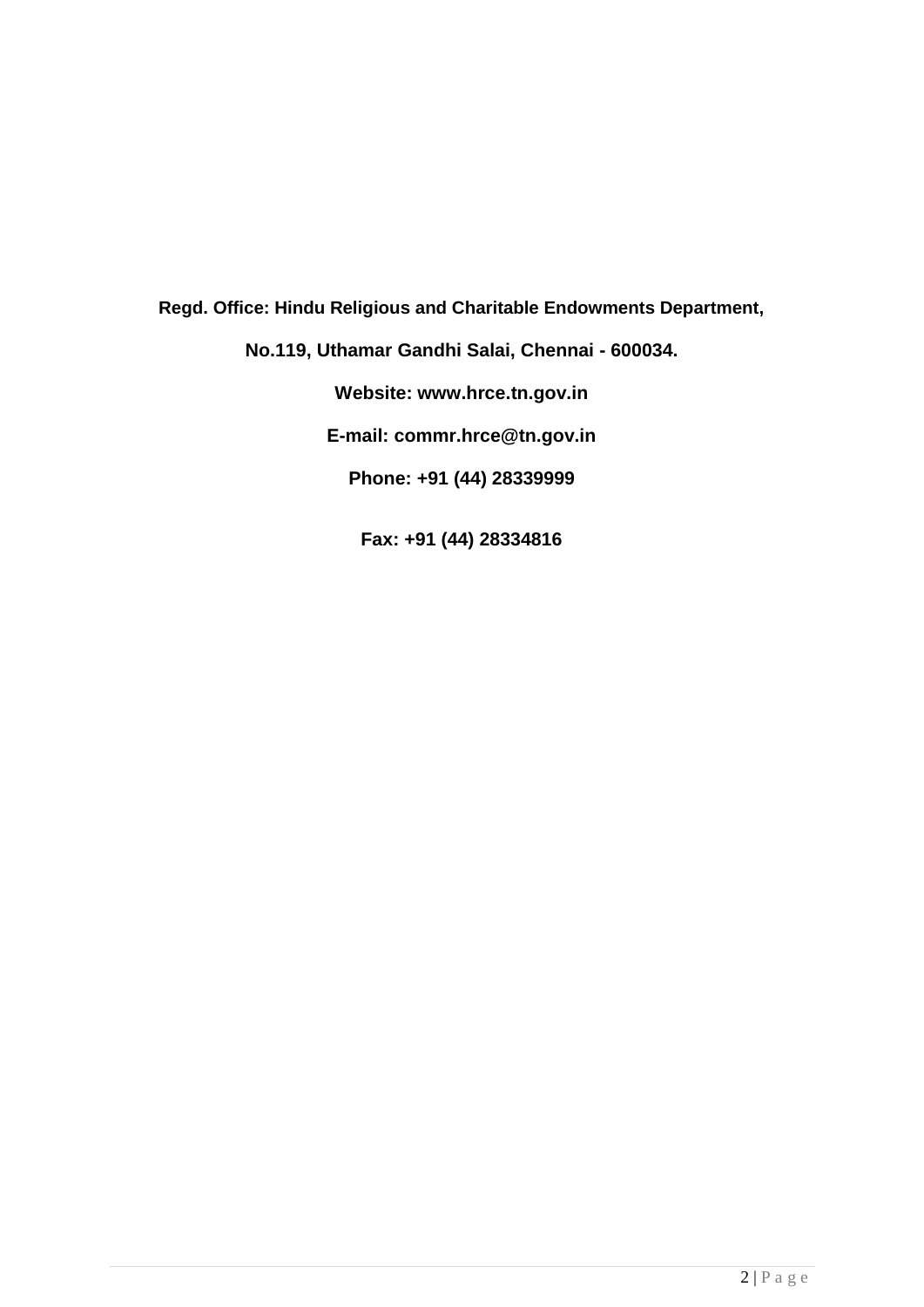**Regd. Office: Hindu Religious and Charitable Endowments Department,**

**No.119, Uthamar Gandhi Salai, Chennai - 600034.**

**Website: www.hrce.tn.gov.in**

**E-mail: commr.hrce@tn.gov.in**

**Phone: +91 (44) 28339999**

**Fax: +91 (44) 28334816**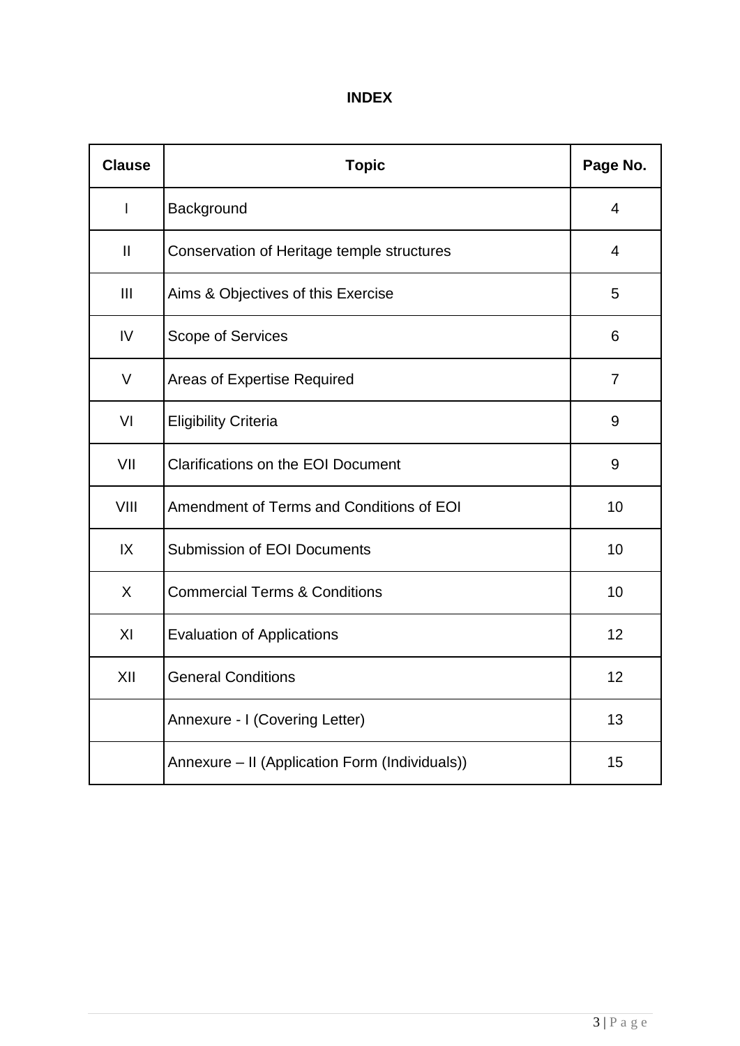# INDEX

| Clause | Topic | Page No. |
|---|---|---|
| I | Background | 4 |
| II | Conservation of Heritage temple structures | 4 |
| III | Aims & Objectives of this Exercise | 5 |
| IV | Scope of Services | 6 |
| V | Areas of Expertise Required | 7 |
| VI | Eligibility Criteria | 9 |
| VII | Clarifications on the EOI Document | 9 |
| VIII | Amendment of Terms and Conditions of EOI | 10 |
| IX | Submission of EOI Documents | 10 |
| X | Commercial Terms & Conditions | 10 |
| XI | Evaluation of Applications | 12 |
| XII | General Conditions | 12 |
| | Annexure - I (Covering Letter) | 13 |
| | Annexure – II (Application Form (Individuals)) | 15 |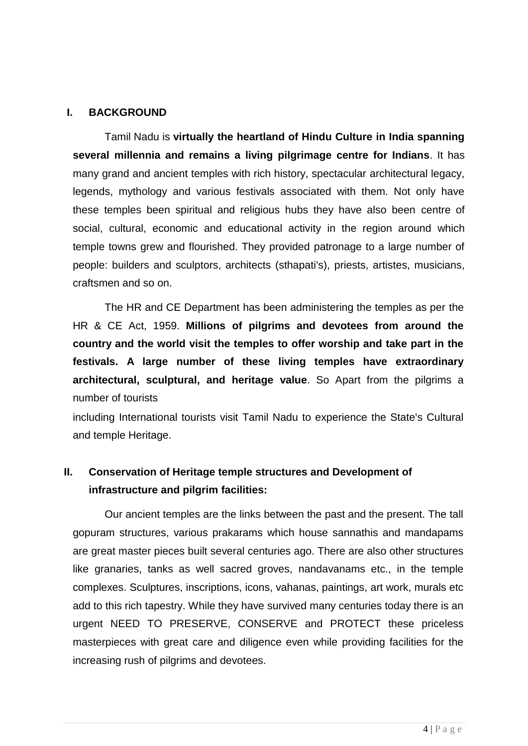## I. BACKGROUND

Tamil Nadu is **virtually the heartland of Hindu Culture in India spanning several millennia and remains a living pilgrimage centre for Indians**. It has many grand and ancient temples with rich history, spectacular architectural legacy, legends, mythology and various festivals associated with them. Not only have these temples been spiritual and religious hubs they have also been centre of social, cultural, economic and educational activity in the region around which temple towns grew and flourished. They provided patronage to a large number of people: builders and sculptors, architects (sthapati's), priests, artistes, musicians, craftsmen and so on.

The HR and CE Department has been administering the temples as per the HR & CE Act, 1959. **Millions of pilgrims and devotees from around the country and the world visit the temples to offer worship and take part in the festivals. A large number of these living temples have extraordinary architectural, sculptural, and heritage value**. So Apart from the pilgrims a number of tourists including International tourists visit Tamil Nadu to experience the State's Cultural and temple Heritage.

## II. Conservation of Heritage temple structures and Development of infrastructure and pilgrim facilities:

Our ancient temples are the links between the past and the present. The tall gopuram structures, various prakarams which house sannathis and mandapams are great master pieces built several centuries ago. There are also other structures like granaries, tanks as well sacred groves, nandavanams etc., in the temple complexes. Sculptures, inscriptions, icons, vahanas, paintings, art work, murals etc add to this rich tapestry. While they have survived many centuries today there is an urgent NEED TO PRESERVE, CONSERVE and PROTECT these priceless masterpieces with great care and diligence even while providing facilities for the increasing rush of pilgrims and devotees.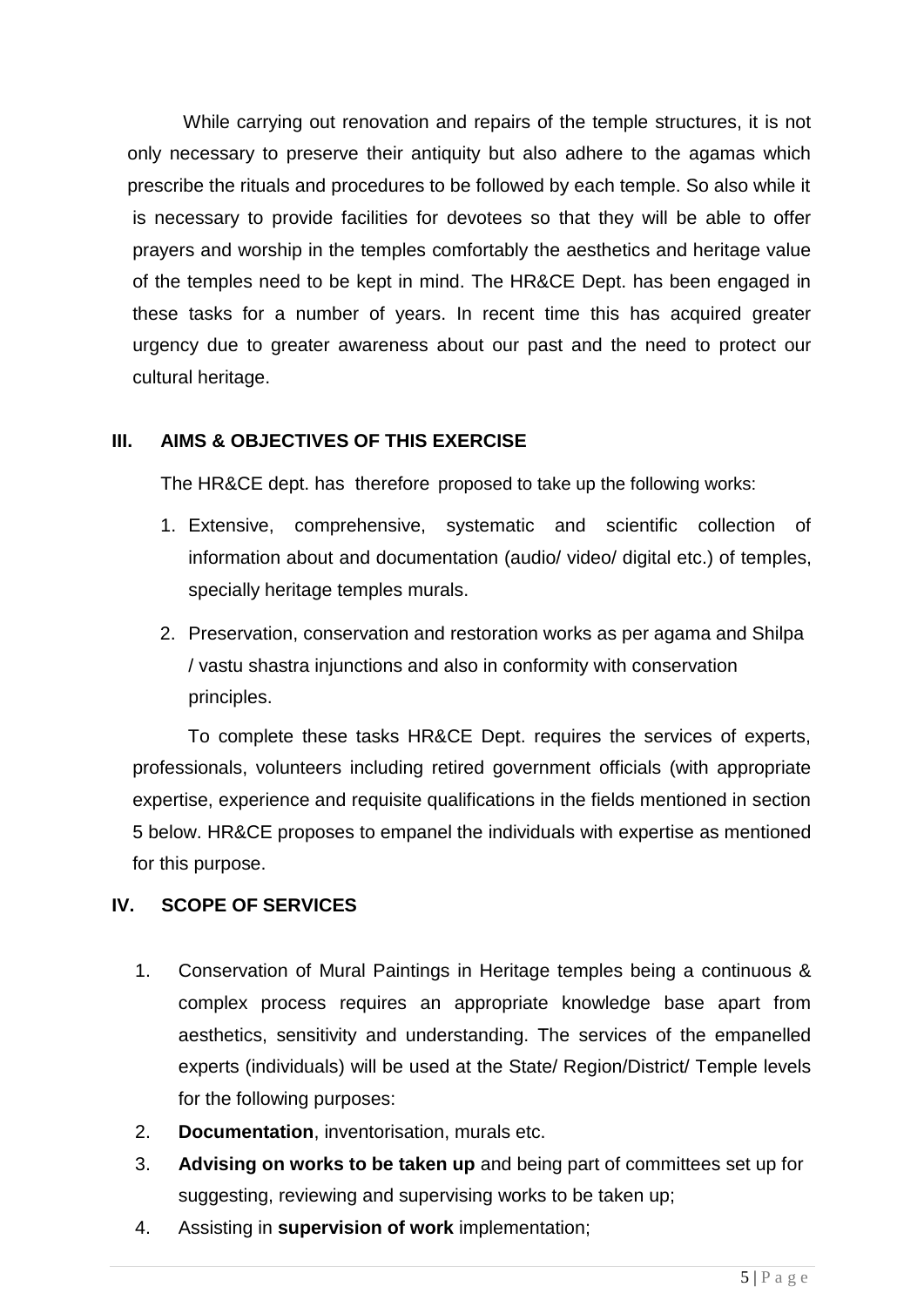While carrying out renovation and repairs of the temple structures, it is not only necessary to preserve their antiquity but also adhere to the agamas which prescribe the rituals and procedures to be followed by each temple. So also while it is necessary to provide facilities for devotees so that they will be able to offer prayers and worship in the temples comfortably the aesthetics and heritage value of the temples need to be kept in mind. The HR&CE Dept. has been engaged in these tasks for a number of years. In recent time this has acquired greater urgency due to greater awareness about our past and the need to protect our cultural heritage.

## III. AIMS & OBJECTIVES OF THIS EXERCISE

The HR&CE dept. has therefore proposed to take up the following works:

1. Extensive, comprehensive, systematic and scientific collection of information about and documentation (audio/ video/ digital etc.) of temples, specially heritage temples murals.
2. Preservation, conservation and restoration works as per agama and Shilpa / vastu shastra injunctions and also in conformity with conservation principles.

To complete these tasks HR&CE Dept. requires the services of experts, professionals, volunteers including retired government officials (with appropriate expertise, experience and requisite qualifications in the fields mentioned in section 5 below. HR&CE proposes to empanel the individuals with expertise as mentioned for this purpose.

## IV. SCOPE OF SERVICES

1. Conservation of Mural Paintings in Heritage temples being a continuous & complex process requires an appropriate knowledge base apart from aesthetics, sensitivity and understanding. The services of the empanelled experts (individuals) will be used at the State/ Region/District/ Temple levels for the following purposes:
2. **Documentation**, inventorisation, murals etc.
3. **Advising on works to be taken up** and being part of committees set up for suggesting, reviewing and supervising works to be taken up;
4. Assisting in **supervision of work** implementation;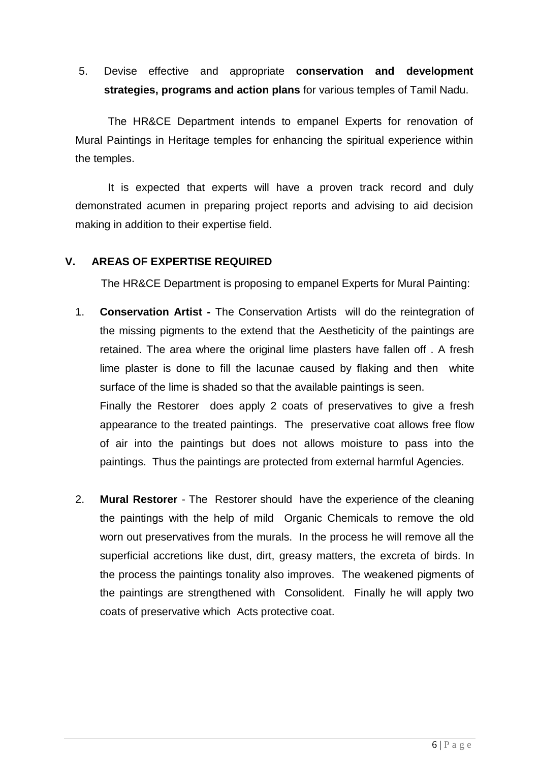5. Devise effective and appropriate **conservation and development strategies, programs and action plans** for various temples of Tamil Nadu.

The HR&CE Department intends to empanel Experts for renovation of Mural Paintings in Heritage temples for enhancing the spiritual experience within the temples.

It is expected that experts will have a proven track record and duly demonstrated acumen in preparing project reports and advising to aid decision making in addition to their expertise field.

## V. AREAS OF EXPERTISE REQUIRED

The HR&CE Department is proposing to empanel Experts for Mural Painting:

1. **Conservation Artist -** The Conservation Artists will do the reintegration of the missing pigments to the extend that the Aestheticity of the paintings are retained. The area where the original lime plasters have fallen off . A fresh lime plaster is done to fill the lacunae caused by flaking and then white surface of the lime is shaded so that the available paintings is seen.
   Finally the Restorer does apply 2 coats of preservatives to give a fresh appearance to the treated paintings. The preservative coat allows free flow of air into the paintings but does not allows moisture to pass into the paintings. Thus the paintings are protected from external harmful Agencies.

2. **Mural Restorer** - The Restorer should have the experience of the cleaning the paintings with the help of mild Organic Chemicals to remove the old worn out preservatives from the murals. In the process he will remove all the superficial accretions like dust, dirt, greasy matters, the excreta of birds. In the process the paintings tonality also improves. The weakened pigments of the paintings are strengthened with Consolident. Finally he will apply two coats of preservative which Acts protective coat.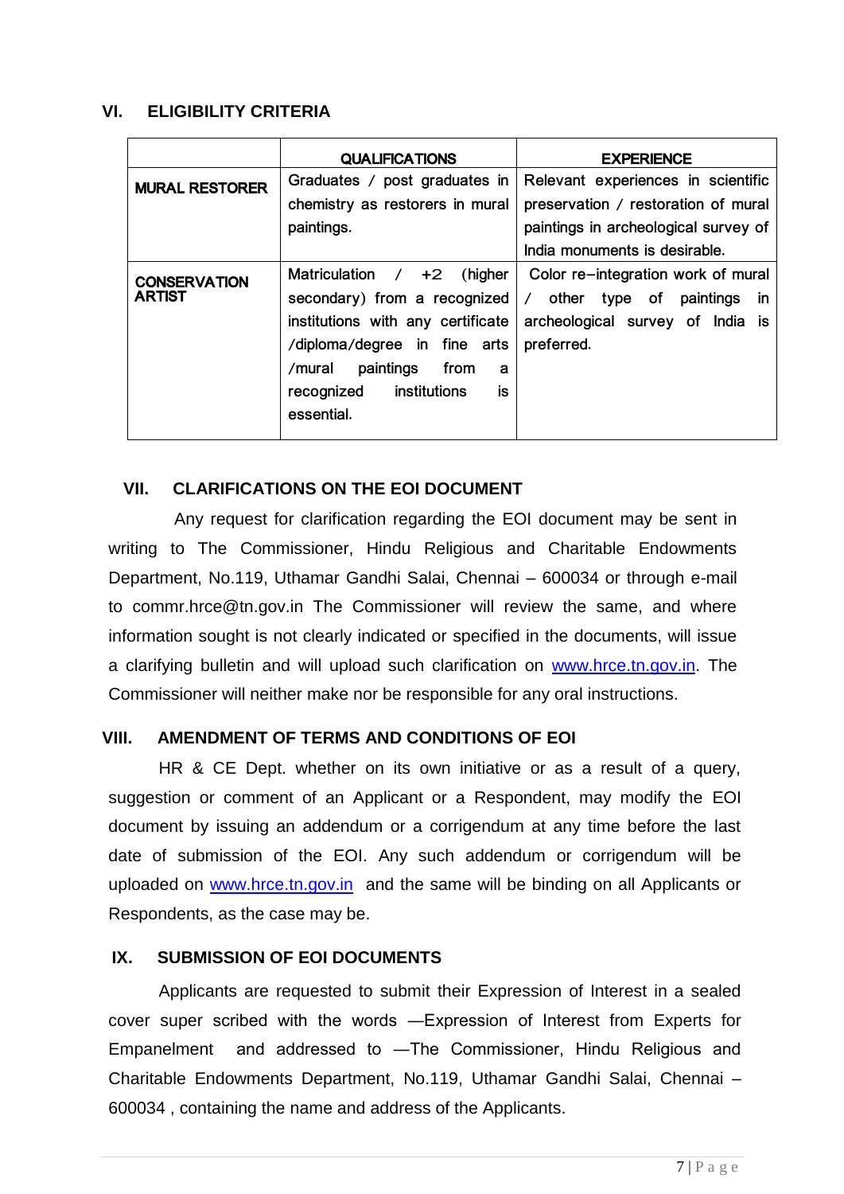## VI. ELIGIBILITY CRITERIA

| | QUALIFICATIONS | EXPERIENCE |
|---|---|---|
| **MURAL RESTORER** | Graduates / post graduates in chemistry as restorers in mural paintings. | Relevant experiences in scientific preservation / restoration of mural paintings in archeological survey of India monuments is desirable. |
| **CONSERVATION ARTIST** | Matriculation / +2 (higher secondary) from a recognized institutions with any certificate /diploma/degree in fine arts /mural paintings from a recognized institutions is essential. | Color re–integration work of mural / other type of paintings in archeological survey of India is preferred. |

## VII. CLARIFICATIONS ON THE EOI DOCUMENT

Any request for clarification regarding the EOI document may be sent in writing to The Commissioner, Hindu Religious and Charitable Endowments Department, No.119, Uthamar Gandhi Salai, Chennai – 600034 or through e-mail to commr.hrce@tn.gov.in The Commissioner will review the same, and where information sought is not clearly indicated or specified in the documents, will issue a clarifying bulletin and will upload such clarification on www.hrce.tn.gov.in. The Commissioner will neither make nor be responsible for any oral instructions.

## VIII. AMENDMENT OF TERMS AND CONDITIONS OF EOI

HR & CE Dept. whether on its own initiative or as a result of a query, suggestion or comment of an Applicant or a Respondent, may modify the EOI document by issuing an addendum or a corrigendum at any time before the last date of submission of the EOI. Any such addendum or corrigendum will be uploaded on www.hrce.tn.gov.in and the same will be binding on all Applicants or Respondents, as the case may be.

## IX. SUBMISSION OF EOI DOCUMENTS

Applicants are requested to submit their Expression of Interest in a sealed cover super scribed with the words —Expression of Interest from Experts for Empanelment and addressed to —The Commissioner, Hindu Religious and Charitable Endowments Department, No.119, Uthamar Gandhi Salai, Chennai – 600034 , containing the name and address of the Applicants.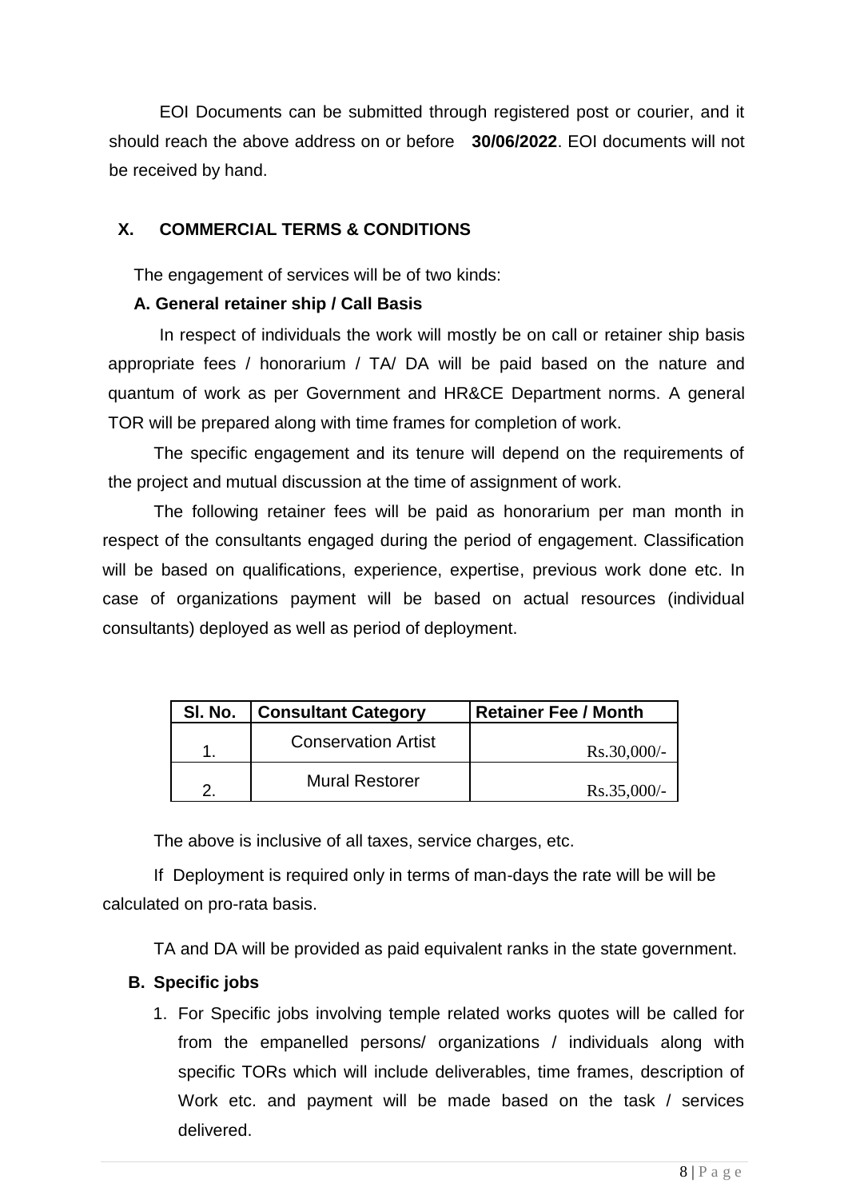EOI Documents can be submitted through registered post or courier, and it should reach the above address on or before **30/06/2022**. EOI documents will not be received by hand.

## X. COMMERCIAL TERMS & CONDITIONS

The engagement of services will be of two kinds:

### A. General retainer ship / Call Basis

In respect of individuals the work will mostly be on call or retainer ship basis appropriate fees / honorarium / TA/ DA will be paid based on the nature and quantum of work as per Government and HR&CE Department norms. A general TOR will be prepared along with time frames for completion of work.

The specific engagement and its tenure will depend on the requirements of the project and mutual discussion at the time of assignment of work.

The following retainer fees will be paid as honorarium per man month in respect of the consultants engaged during the period of engagement. Classification will be based on qualifications, experience, expertise, previous work done etc. In case of organizations payment will be based on actual resources (individual consultants) deployed as well as period of deployment.

| Sl. No. | Consultant Category | Retainer Fee / Month |
|---|---|---|
| 1. | Conservation Artist | Rs.30,000/- |
| 2. | Mural Restorer | Rs.35,000/- |

The above is inclusive of all taxes, service charges, etc.

If Deployment is required only in terms of man-days the rate will be will be calculated on pro-rata basis.

TA and DA will be provided as paid equivalent ranks in the state government.

### B. Specific jobs

1. For Specific jobs involving temple related works quotes will be called for from the empanelled persons/ organizations / individuals along with specific TORs which will include deliverables, time frames, description of Work etc. and payment will be made based on the task / services delivered.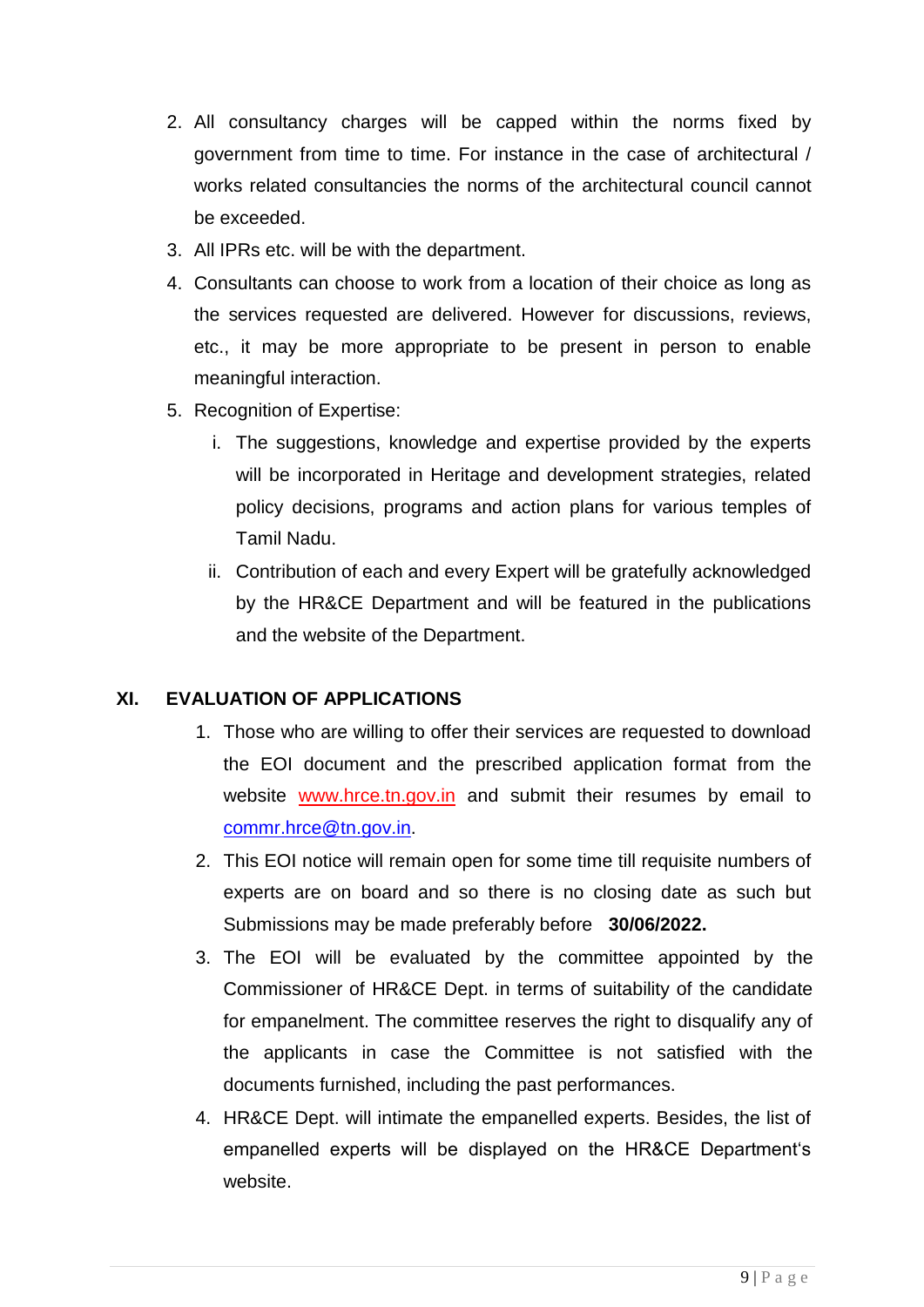2. All consultancy charges will be capped within the norms fixed by government from time to time. For instance in the case of architectural / works related consultancies the norms of the architectural council cannot be exceeded.
3. All IPRs etc. will be with the department.
4. Consultants can choose to work from a location of their choice as long as the services requested are delivered. However for discussions, reviews, etc., it may be more appropriate to be present in person to enable meaningful interaction.
5. Recognition of Expertise:
   i. The suggestions, knowledge and expertise provided by the experts will be incorporated in Heritage and development strategies, related policy decisions, programs and action plans for various temples of Tamil Nadu.
   ii. Contribution of each and every Expert will be gratefully acknowledged by the HR&CE Department and will be featured in the publications and the website of the Department.

## XI. EVALUATION OF APPLICATIONS

1. Those who are willing to offer their services are requested to download the EOI document and the prescribed application format from the website www.hrce.tn.gov.in and submit their resumes by email to commr.hrce@tn.gov.in.
2. This EOI notice will remain open for some time till requisite numbers of experts are on board and so there is no closing date as such but Submissions may be made preferably before **30/06/2022.**
3. The EOI will be evaluated by the committee appointed by the Commissioner of HR&CE Dept. in terms of suitability of the candidate for empanelment. The committee reserves the right to disqualify any of the applicants in case the Committee is not satisfied with the documents furnished, including the past performances.
4. HR&CE Dept. will intimate the empanelled experts. Besides, the list of empanelled experts will be displayed on the HR&CE Department's website.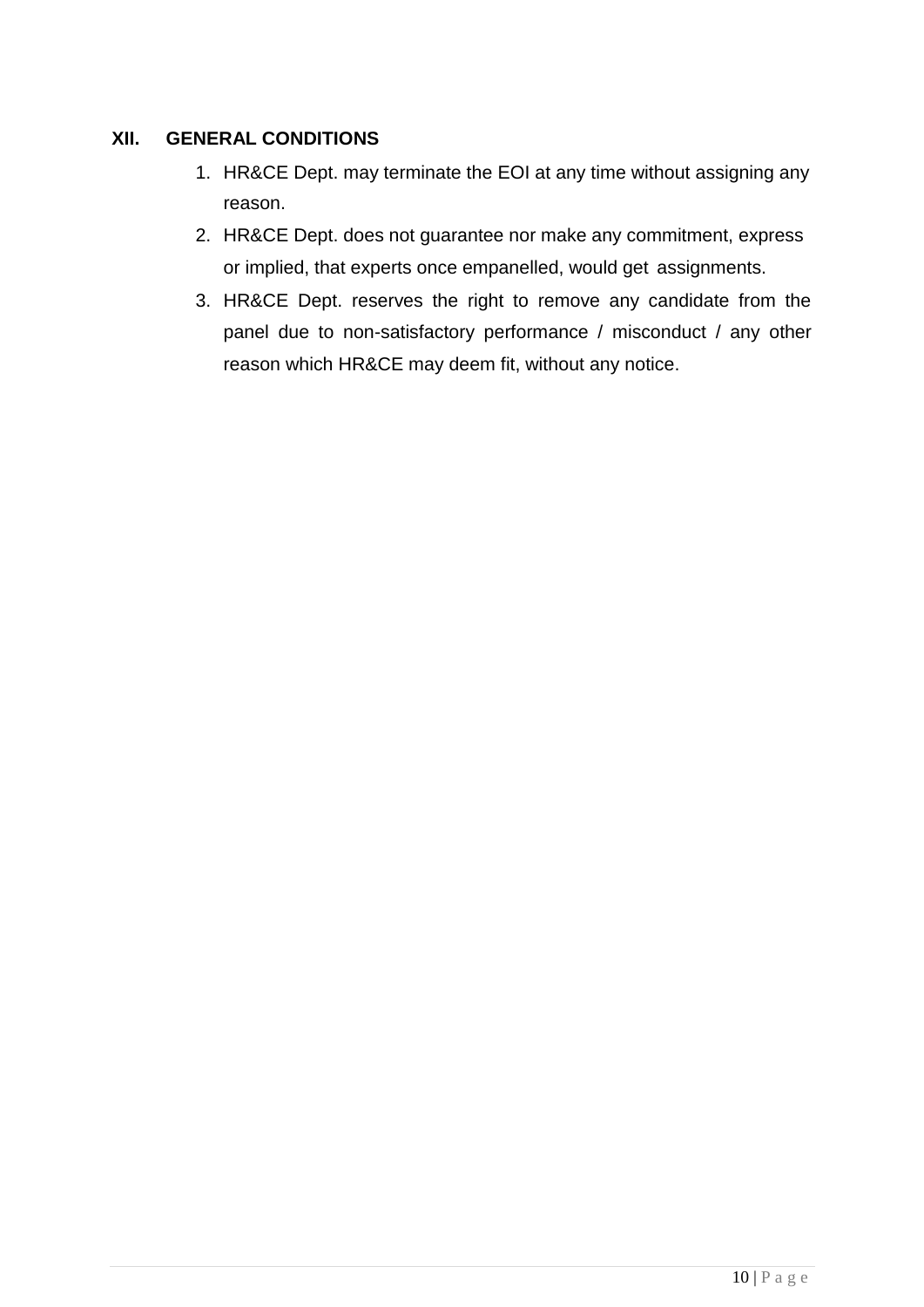## XII. GENERAL CONDITIONS

1. HR&CE Dept. may terminate the EOI at any time without assigning any reason.
2. HR&CE Dept. does not guarantee nor make any commitment, express or implied, that experts once empanelled, would get assignments.
3. HR&CE Dept. reserves the right to remove any candidate from the panel due to non-satisfactory performance / misconduct / any other reason which HR&CE may deem fit, without any notice.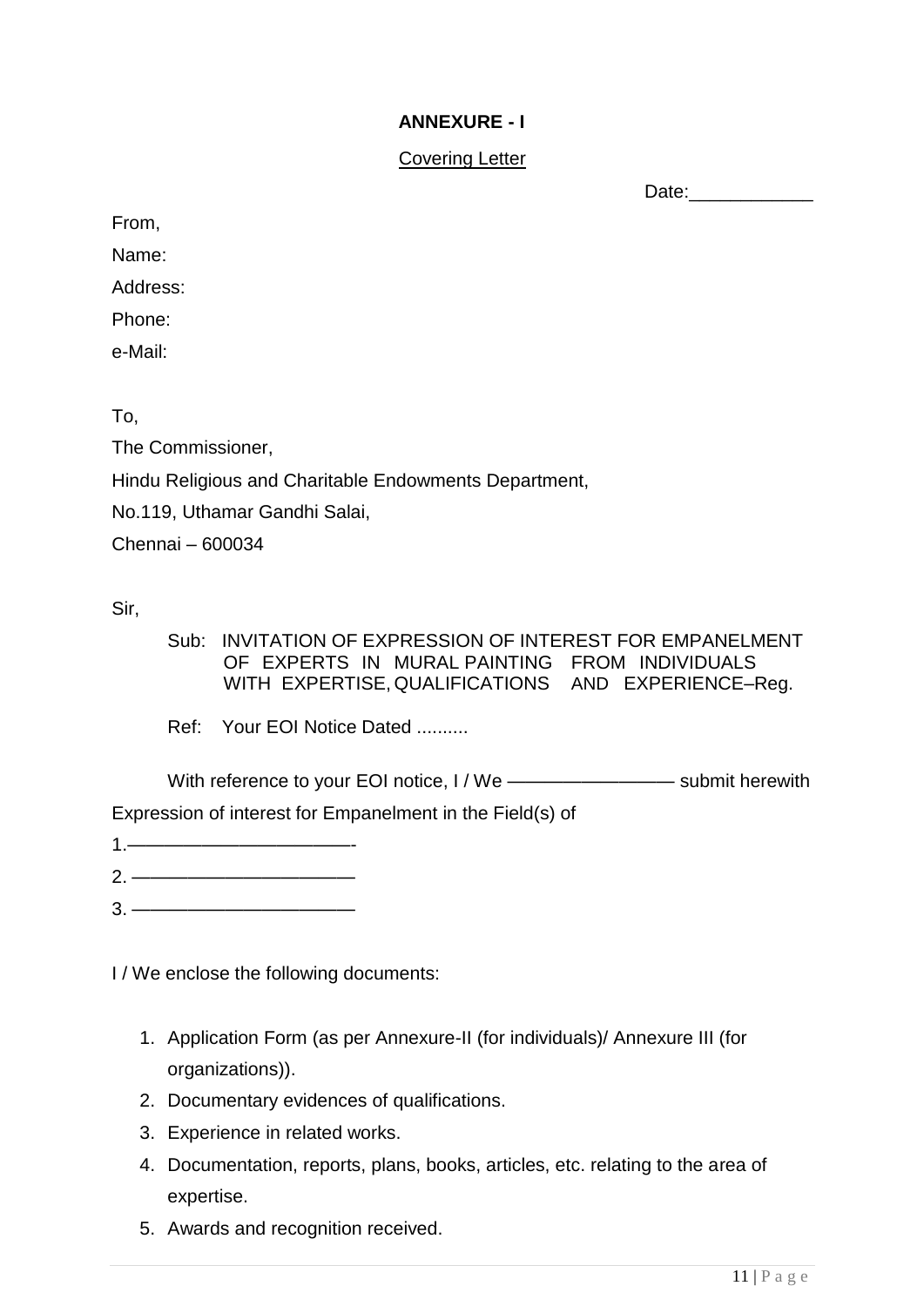**ANNEXURE - I**

Covering Letter

Date:____________

From,

Name:

Address:

Phone:

e-Mail:

To,

The Commissioner,

Hindu Religious and Charitable Endowments Department,

No.119, Uthamar Gandhi Salai,

Chennai – 600034

Sir,

Sub: INVITATION OF EXPRESSION OF INTEREST FOR EMPANELMENT OF EXPERTS IN MURAL PAINTING FROM INDIVIDUALS WITH EXPERTISE, QUALIFICATIONS AND EXPERIENCE–Reg.

Ref: Your EOI Notice Dated ..........

With reference to your EOI notice, I / We ———————— submit herewith Expression of interest for Empanelment in the Field(s) of

1.——————————-

2. ——————————

3. ——————————

I / We enclose the following documents:

1. Application Form (as per Annexure-II (for individuals)/ Annexure III (for organizations)).
2. Documentary evidences of qualifications.
3. Experience in related works.
4. Documentation, reports, plans, books, articles, etc. relating to the area of expertise.
5. Awards and recognition received.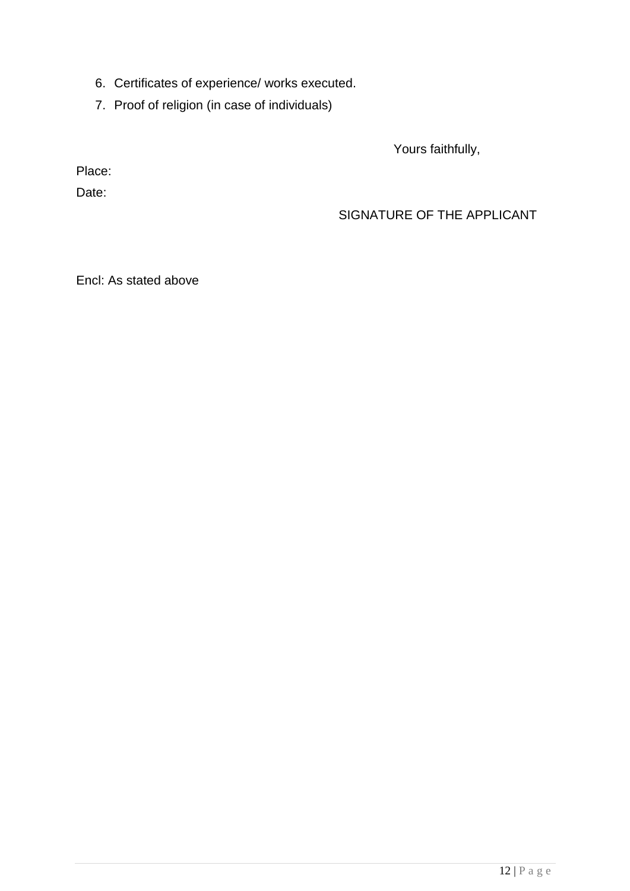6. Certificates of experience/ works executed.
7. Proof of religion (in case of individuals)

Yours faithfully,

Place:

Date:

SIGNATURE OF THE APPLICANT

Encl: As stated above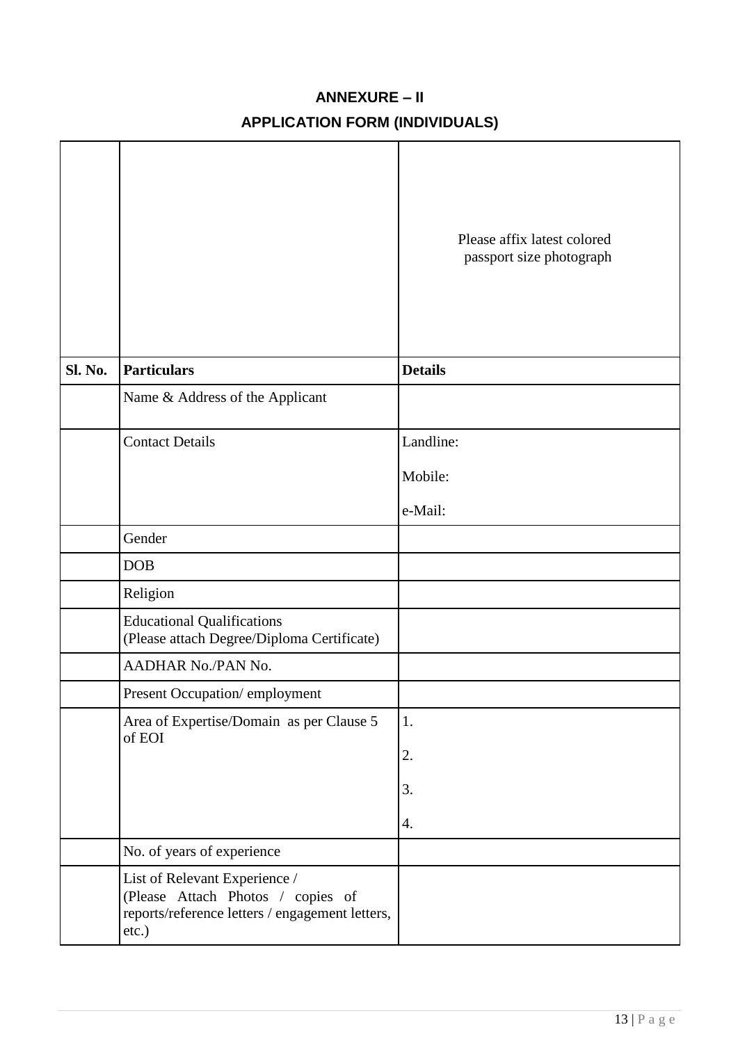## ANNEXURE – II

## APPLICATION FORM (INDIVIDUALS)

| | | Please affix latest colored passport size photograph |
|---|---|---|
| **Sl. No.** | **Particulars** | **Details** |
| | Name & Address of the Applicant | |
| | Contact Details | Landline:<br>Mobile:<br>e-Mail: |
| | Gender | |
| | DOB | |
| | Religion | |
| | Educational Qualifications<br>(Please attach Degree/Diploma Certificate) | |
| | AADHAR No./PAN No. | |
| | Present Occupation/ employment | |
| | Area of Expertise/Domain as per Clause 5 of EOI | 1.<br>2.<br>3.<br>4. |
| | No. of years of experience | |
| | List of Relevant Experience /<br>(Please Attach Photos / copies of reports/reference letters / engagement letters, etc.) | |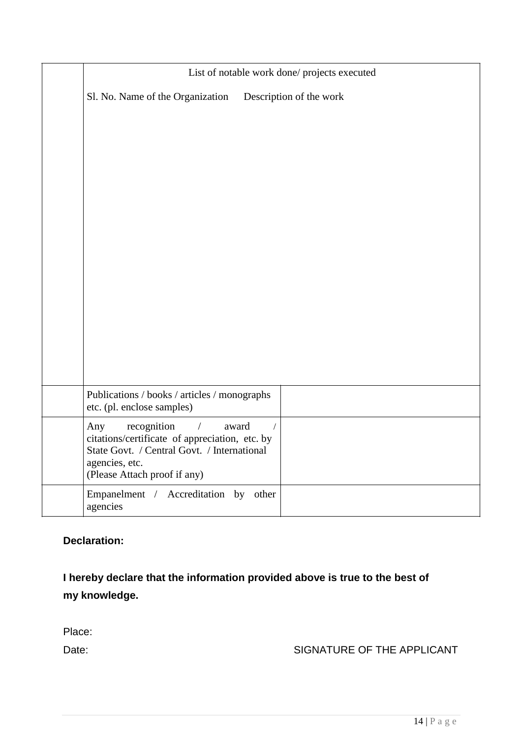| | | |
|---|---|---|
| | List of notable work done/ projects executed<br><br>Sl. No. Name of the Organization Description of the work | |
| | Publications / books / articles / monographs etc. (pl. enclose samples) | |
| | Any recognition / award / citations/certificate of appreciation, etc. by State Govt. / Central Govt. / International agencies, etc.<br>(Please Attach proof if any) | |
| | Empanelment / Accreditation by other agencies | |

**Declaration:**

**I hereby declare that the information provided above is true to the best of my knowledge.**

Place:

Date: SIGNATURE OF THE APPLICANT